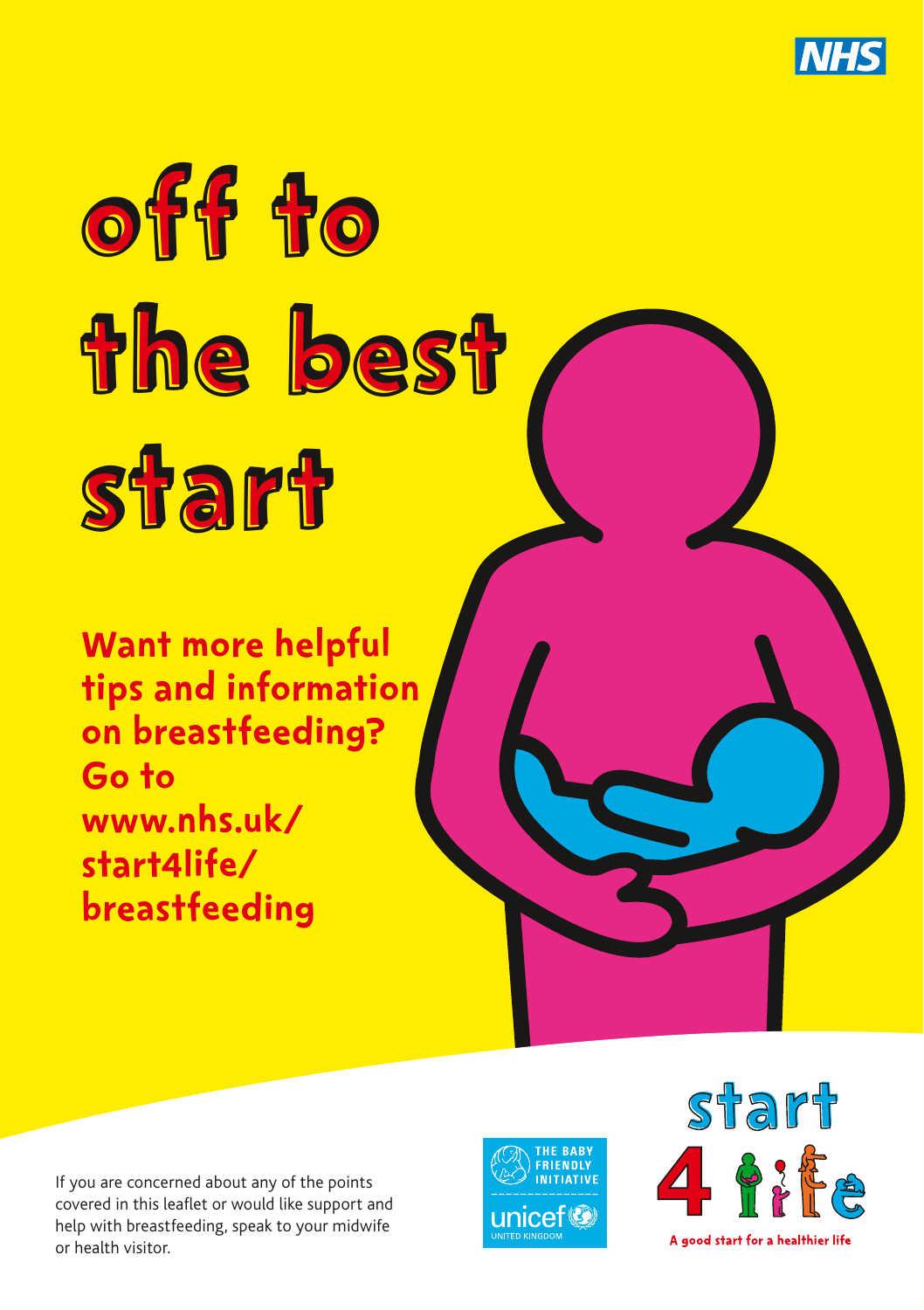# off to the best start

**Want more helpful tips and information on breastfeeding? Go to www.nhs.uk/start4life/breastfeeding**

If you are concerned about any of the points covered in this leaflet or would like support and help with breastfeeding, speak to your midwife or health visitor.

THE BABY FRIENDLY INITIATIVE
unicef UNITED KINGDOM

start 4 life
A good start for a healthier life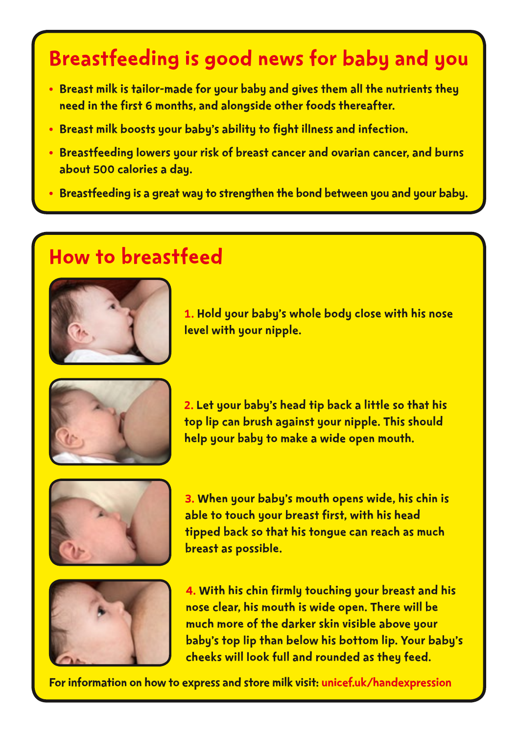## Breastfeeding is good news for baby and you

- Breast milk is tailor-made for your baby and gives them all the nutrients they need in the first 6 months, and alongside other foods thereafter.
- Breast milk boosts your baby's ability to fight illness and infection.
- Breastfeeding lowers your risk of breast cancer and ovarian cancer, and burns about 500 calories a day.
- Breastfeeding is a great way to strengthen the bond between you and your baby.

## How to breastfeed

1. Hold your baby's whole body close with his nose level with your nipple.

2. Let your baby's head tip back a little so that his top lip can brush against your nipple. This should help your baby to make a wide open mouth.

3. When your baby's mouth opens wide, his chin is able to touch your breast first, with his head tipped back so that his tongue can reach as much breast as possible.

4. With his chin firmly touching your breast and his nose clear, his mouth is wide open. There will be much more of the darker skin visible above your baby's top lip than below his bottom lip. Your baby's cheeks will look full and rounded as they feed.

For information on how to express and store milk visit: unicef.uk/handexpression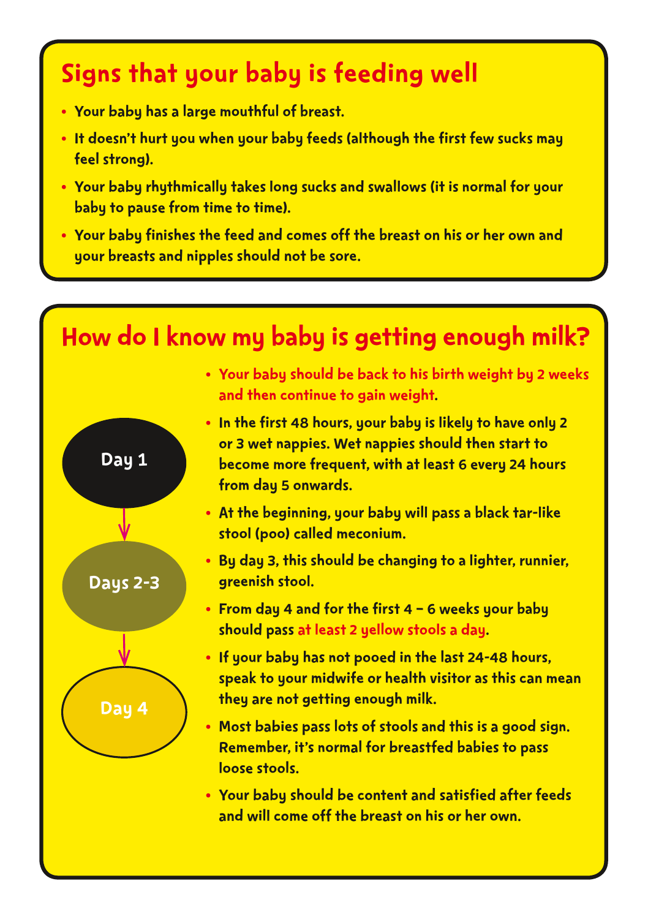## Signs that your baby is feeding well

- Your baby has a large mouthful of breast.
- It doesn't hurt you when your baby feeds (although the first few sucks may feel strong).
- Your baby rhythmically takes long sucks and swallows (it is normal for your baby to pause from time to time).
- Your baby finishes the feed and comes off the breast on his or her own and your breasts and nipples should not be sore.

## How do I know my baby is getting enough milk?

Day 1 → Days 2-3 → Day 4

- **Your baby should be back to his birth weight by 2 weeks and then continue to gain weight.**
- In the first 48 hours, your baby is likely to have only 2 or 3 wet nappies. Wet nappies should then start to become more frequent, with at least 6 every 24 hours from day 5 onwards.
- At the beginning, your baby will pass a black tar-like stool (poo) called meconium.
- By day 3, this should be changing to a lighter, runnier, greenish stool.
- From day 4 and for the first 4 – 6 weeks your baby should pass **at least 2 yellow stools a day**.
- If your baby has not pooed in the last 24-48 hours, speak to your midwife or health visitor as this can mean they are not getting enough milk.
- Most babies pass lots of stools and this is a good sign. Remember, it's normal for breastfed babies to pass loose stools.
- Your baby should be content and satisfied after feeds and will come off the breast on his or her own.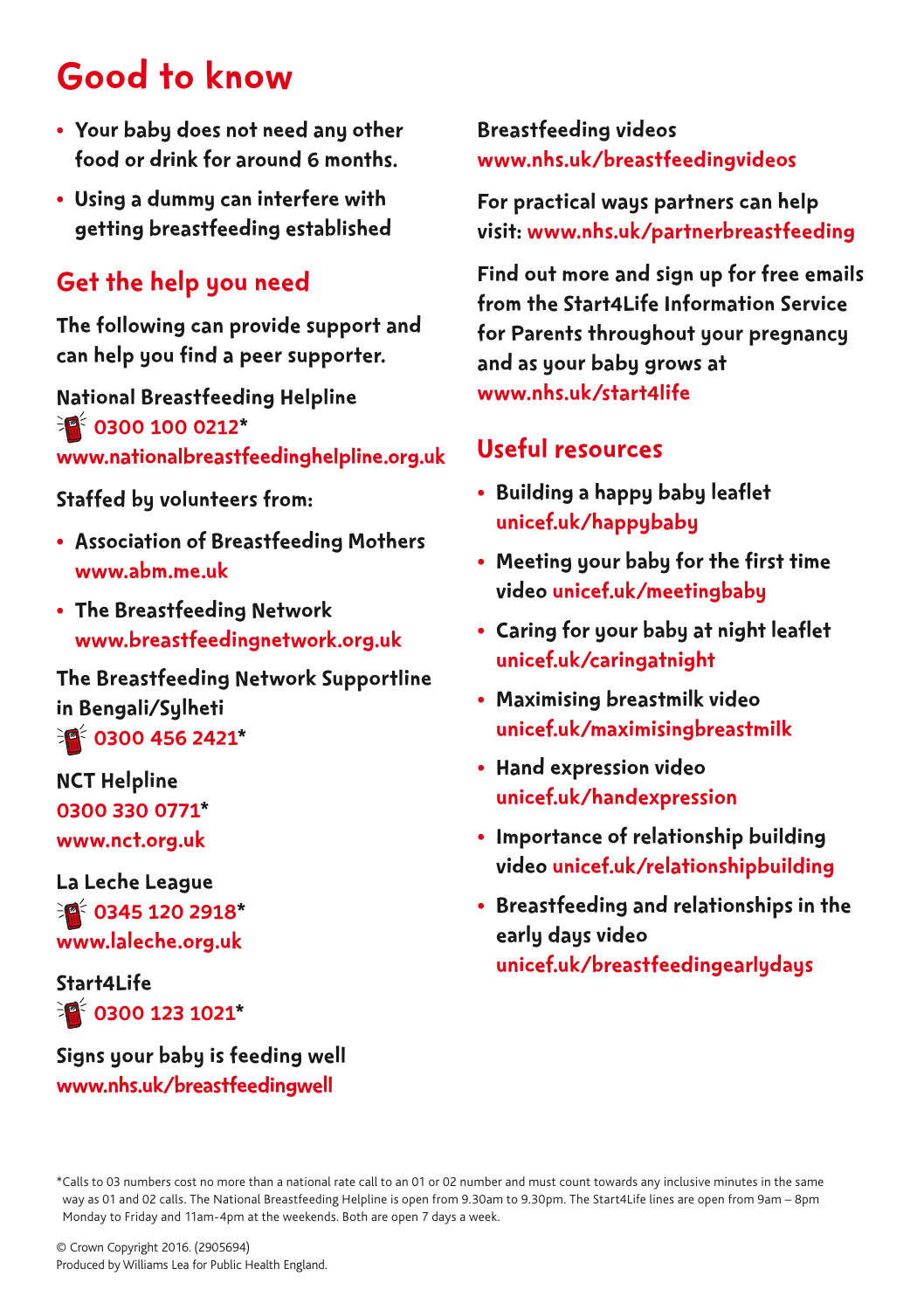# Good to know

- Your baby does not need any other food or drink for around 6 months.
- Using a dummy can interfere with getting breastfeeding established

## Get the help you need

The following can provide support and can help you find a peer supporter.

National Breastfeeding Helpline
0300 100 0212*
www.nationalbreastfeedinghelpline.org.uk

Staffed by volunteers from:

- Association of Breastfeeding Mothers
  www.abm.me.uk
- The Breastfeeding Network
  www.breastfeedingnetwork.org.uk

The Breastfeeding Network Supportline in Bengali/Sylheti
0300 456 2421*

NCT Helpline
0300 330 0771*
www.nct.org.uk

La Leche League
0345 120 2918*
www.laleche.org.uk

Start4Life
0300 123 1021*

Signs your baby is feeding well
www.nhs.uk/breastfeedingwell

Breastfeeding videos
www.nhs.uk/breastfeedingvideos

For practical ways partners can help visit: www.nhs.uk/partnerbreastfeeding

Find out more and sign up for free emails from the Start4Life Information Service for Parents throughout your pregnancy and as your baby grows at
www.nhs.uk/start4life

## Useful resources

- Building a happy baby leaflet
  unicef.uk/happybaby
- Meeting your baby for the first time video unicef.uk/meetingbaby
- Caring for your baby at night leaflet
  unicef.uk/caringatnight
- Maximising breastmilk video
  unicef.uk/maximisingbreastmilk
- Hand expression video
  unicef.uk/handexpression
- Importance of relationship building video unicef.uk/relationshipbuilding
- Breastfeeding and relationships in the early days video
  unicef.uk/breastfeedingearlydays

*Calls to 03 numbers cost no more than a national rate call to an 01 or 02 number and must count towards any inclusive minutes in the same way as 01 and 02 calls. The National Breastfeeding Helpline is open from 9.30am to 9.30pm. The Start4Life lines are open from 9am – 8pm Monday to Friday and 11am-4pm at the weekends. Both are open 7 days a week.

© Crown Copyright 2016. (2905694)
Produced by Williams Lea for Public Health England.